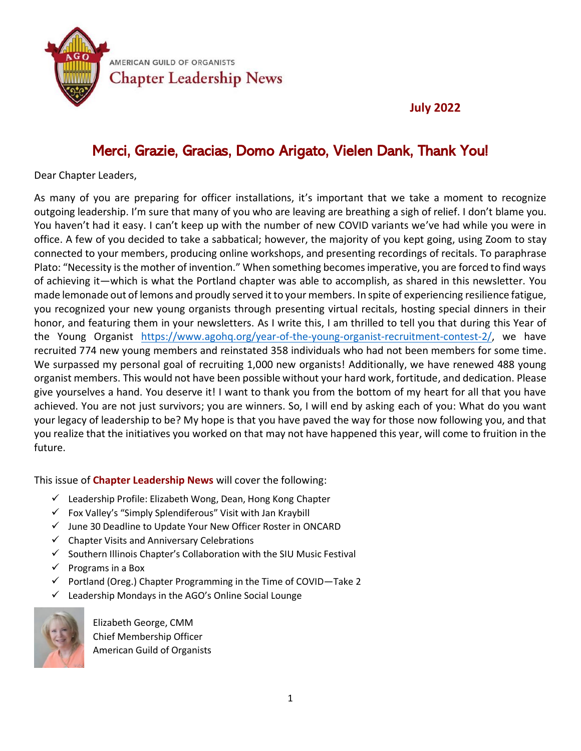AMERICAN GUILD OF ORGANISTS

# Chapter Leadership News

**July 2022**

## Merci, Grazie, Gracias, Domo Arigato, Vielen Dank, Thank You!

Dear Chapter Leaders,

As many of you are preparing for officer installations, it's important that we take a moment to recognize outgoing leadership. I'm sure that many of you who are leaving are breathing a sigh of relief. I don't blame you. You haven't had it easy. I can't keep up with the number of new COVID variants we've had while you were in office. A few of you decided to take a sabbatical; however, the majority of you kept going, using Zoom to stay connected to your members, producing online workshops, and presenting recordings of recitals. To paraphrase Plato: "Necessity is the mother of invention." When something becomes imperative, you are forced to find ways of achieving it—which is what the Portland chapter was able to accomplish, as shared in this newsletter. You made lemonade out of lemons and proudly served it to your members. In spite of experiencing resilience fatigue, you recognized your new young organists through presenting virtual recitals, hosting special dinners in their honor, and featuring them in your newsletters. As I write this, I am thrilled to tell you that during this Year of the Young Organist https://www.agohq.org/year-of-the-young-organist-recruitment-contest-2/, we have recruited 774 new young members and reinstated 358 individuals who had not been members for some time. We surpassed my personal goal of recruiting 1,000 new organists! Additionally, we have renewed 488 young organist members. This would not have been possible without your hard work, fortitude, and dedication. Please give yourselves a hand. You deserve it! I want to thank you from the bottom of my heart for all that you have achieved. You are not just survivors; you are winners. So, I will end by asking each of you: What do you want your legacy of leadership to be? My hope is that you have paved the way for those now following you, and that you realize that the initiatives you worked on that may not have happened this year, will come to fruition in the future.

This issue of **Chapter Leadership News** will cover the following:

- ✓ Leadership Profile: Elizabeth Wong, Dean, Hong Kong Chapter
- ✓ Fox Valley's "Simply Splendiferous" Visit with Jan Kraybill
- ✓ June 30 Deadline to Update Your New Officer Roster in ONCARD
- ✓ Chapter Visits and Anniversary Celebrations
- ✓ Southern Illinois Chapter's Collaboration with the SIU Music Festival
- ✓ Programs in a Box
- ✓ Portland (Oreg.) Chapter Programming in the Time of COVID—Take 2
- ✓ Leadership Mondays in the AGO's Online Social Lounge

Elizabeth George, CMM
Chief Membership Officer
American Guild of Organists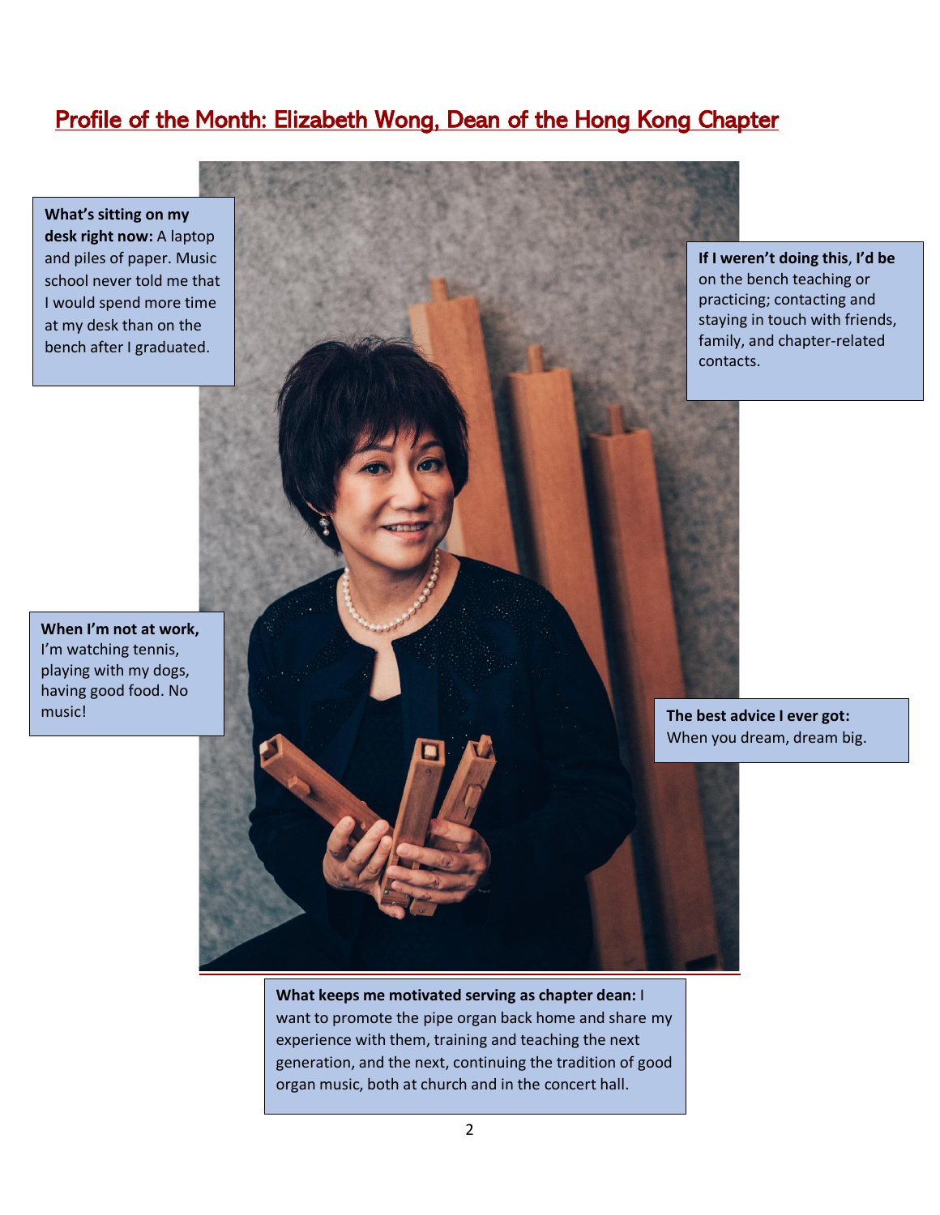# Profile of the Month: Elizabeth Wong, Dean of the Hong Kong Chapter

**What's sitting on my desk right now:** A laptop and piles of paper. Music school never told me that I would spend more time at my desk than on the bench after I graduated.

**If I weren't doing this, I'd be** on the bench teaching or practicing; contacting and staying in touch with friends, family, and chapter-related contacts.

**When I'm not at work,** I'm watching tennis, playing with my dogs, having good food. No music!

**The best advice I ever got:** When you dream, dream big.

**What keeps me motivated serving as chapter dean:** I want to promote the pipe organ back home and share my experience with them, training and teaching the next generation, and the next, continuing the tradition of good organ music, both at church and in the concert hall.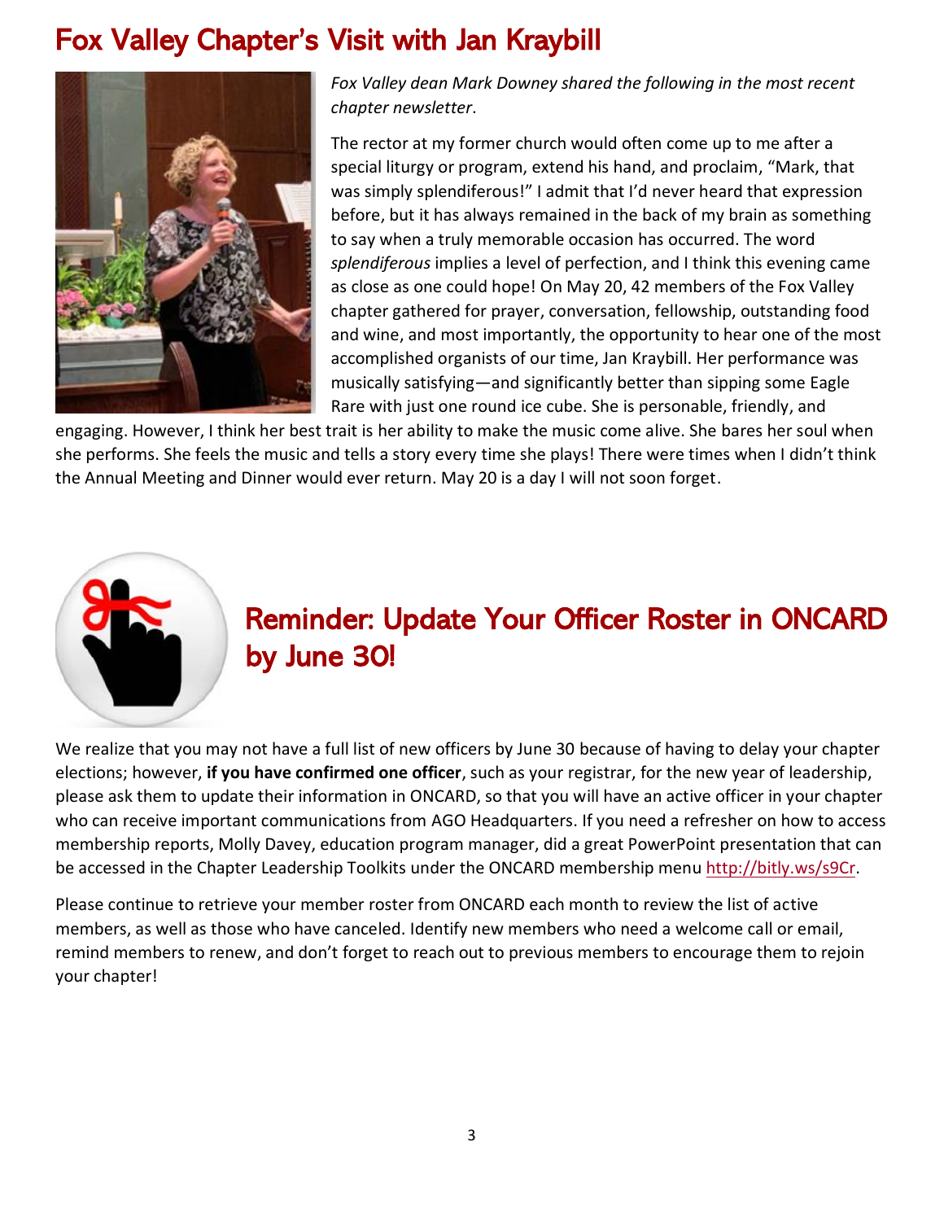# Fox Valley Chapter's Visit with Jan Kraybill

*Fox Valley dean Mark Downey shared the following in the most recent chapter newsletter*.

The rector at my former church would often come up to me after a special liturgy or program, extend his hand, and proclaim, "Mark, that was simply splendiferous!" I admit that I'd never heard that expression before, but it has always remained in the back of my brain as something to say when a truly memorable occasion has occurred. The word *splendiferous* implies a level of perfection, and I think this evening came as close as one could hope! On May 20, 42 members of the Fox Valley chapter gathered for prayer, conversation, fellowship, outstanding food and wine, and most importantly, the opportunity to hear one of the most accomplished organists of our time, Jan Kraybill. Her performance was musically satisfying—and significantly better than sipping some Eagle Rare with just one round ice cube. She is personable, friendly, and engaging. However, I think her best trait is her ability to make the music come alive. She bares her soul when she performs. She feels the music and tells a story every time she plays! There were times when I didn't think the Annual Meeting and Dinner would ever return. May 20 is a day I will not soon forget.

# Reminder: Update Your Officer Roster in ONCARD by June 30!

We realize that you may not have a full list of new officers by June 30 because of having to delay your chapter elections; however, **if you have confirmed one officer**, such as your registrar, for the new year of leadership, please ask them to update their information in ONCARD, so that you will have an active officer in your chapter who can receive important communications from AGO Headquarters. If you need a refresher on how to access membership reports, Molly Davey, education program manager, did a great PowerPoint presentation that can be accessed in the Chapter Leadership Toolkits under the ONCARD membership menu http://bitly.ws/s9Cr.

Please continue to retrieve your member roster from ONCARD each month to review the list of active members, as well as those who have canceled. Identify new members who need a welcome call or email, remind members to renew, and don't forget to reach out to previous members to encourage them to rejoin your chapter!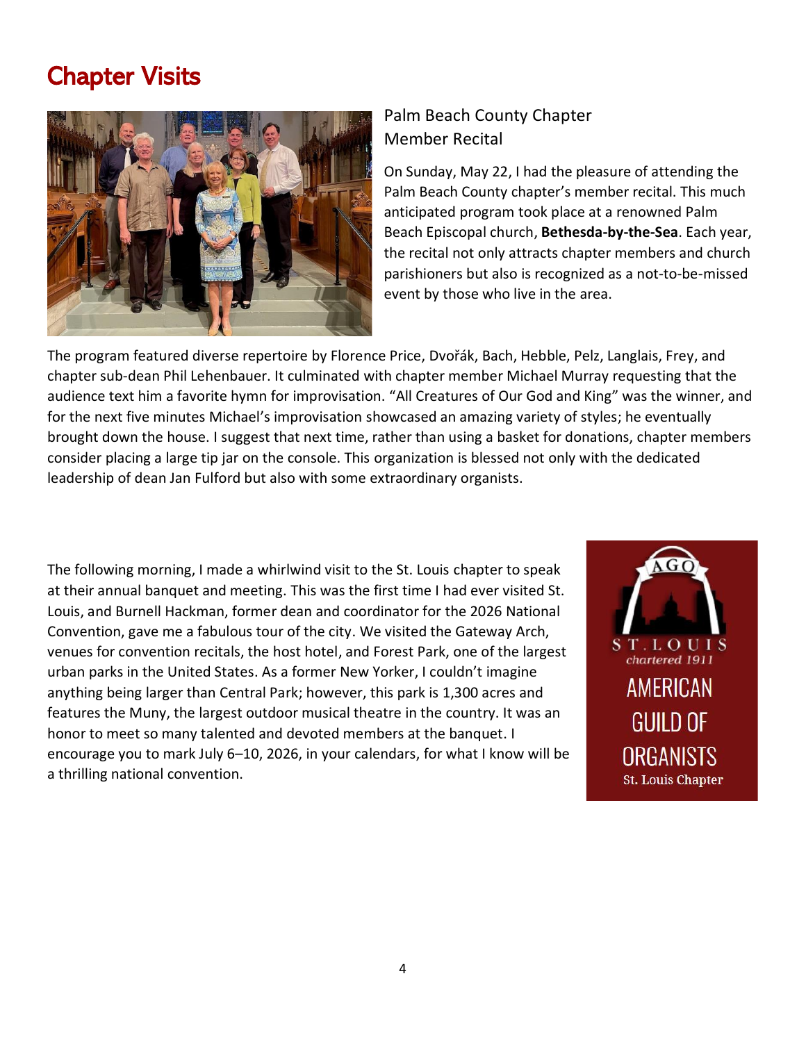# Chapter Visits

## Palm Beach County Chapter Member Recital

On Sunday, May 22, I had the pleasure of attending the Palm Beach County chapter's member recital. This much anticipated program took place at a renowned Palm Beach Episcopal church, **Bethesda-by-the-Sea**. Each year, the recital not only attracts chapter members and church parishioners but also is recognized as a not-to-be-missed event by those who live in the area.

The program featured diverse repertoire by Florence Price, Dvořák, Bach, Hebble, Pelz, Langlais, Frey, and chapter sub-dean Phil Lehenbauer. It culminated with chapter member Michael Murray requesting that the audience text him a favorite hymn for improvisation. "All Creatures of Our God and King" was the winner, and for the next five minutes Michael's improvisation showcased an amazing variety of styles; he eventually brought down the house. I suggest that next time, rather than using a basket for donations, chapter members consider placing a large tip jar on the console. This organization is blessed not only with the dedicated leadership of dean Jan Fulford but also with some extraordinary organists.

The following morning, I made a whirlwind visit to the St. Louis chapter to speak at their annual banquet and meeting. This was the first time I had ever visited St. Louis, and Burnell Hackman, former dean and coordinator for the 2026 National Convention, gave me a fabulous tour of the city. We visited the Gateway Arch, venues for convention recitals, the host hotel, and Forest Park, one of the largest urban parks in the United States. As a former New Yorker, I couldn't imagine anything being larger than Central Park; however, this park is 1,300 acres and features the Muny, the largest outdoor musical theatre in the country. It was an honor to meet so many talented and devoted members at the banquet. I encourage you to mark July 6–10, 2026, in your calendars, for what I know will be a thrilling national convention.

AGO
ST. LOUIS
chartered 1911
AMERICAN GUILD OF ORGANISTS
St. Louis Chapter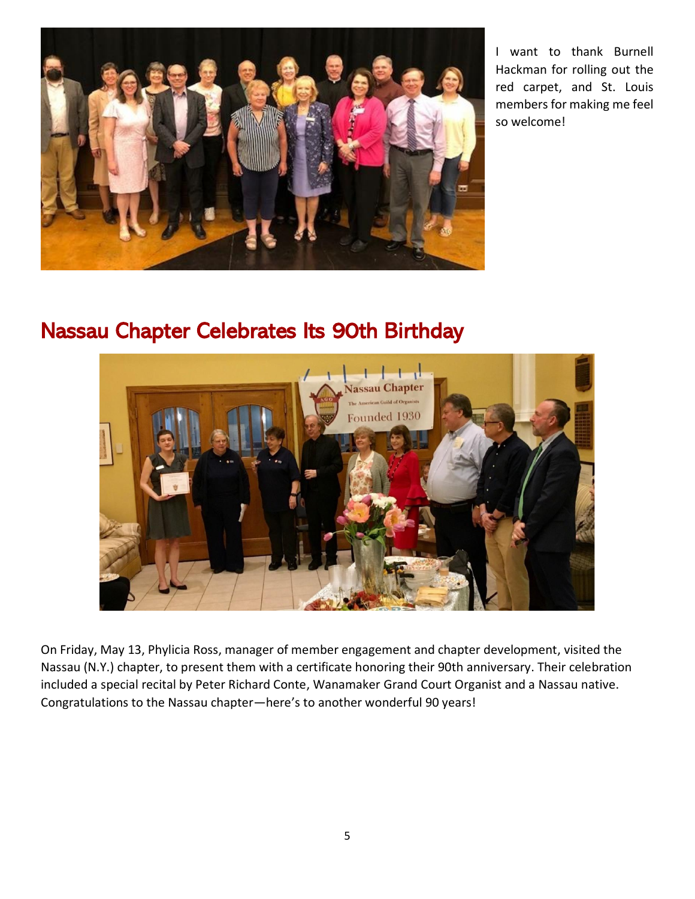I want to thank Burnell Hackman for rolling out the red carpet, and St. Louis members for making me feel so welcome!

## Nassau Chapter Celebrates Its 90th Birthday

On Friday, May 13, Phylicia Ross, manager of member engagement and chapter development, visited the Nassau (N.Y.) chapter, to present them with a certificate honoring their 90th anniversary. Their celebration included a special recital by Peter Richard Conte, Wanamaker Grand Court Organist and a Nassau native. Congratulations to the Nassau chapter—here's to another wonderful 90 years!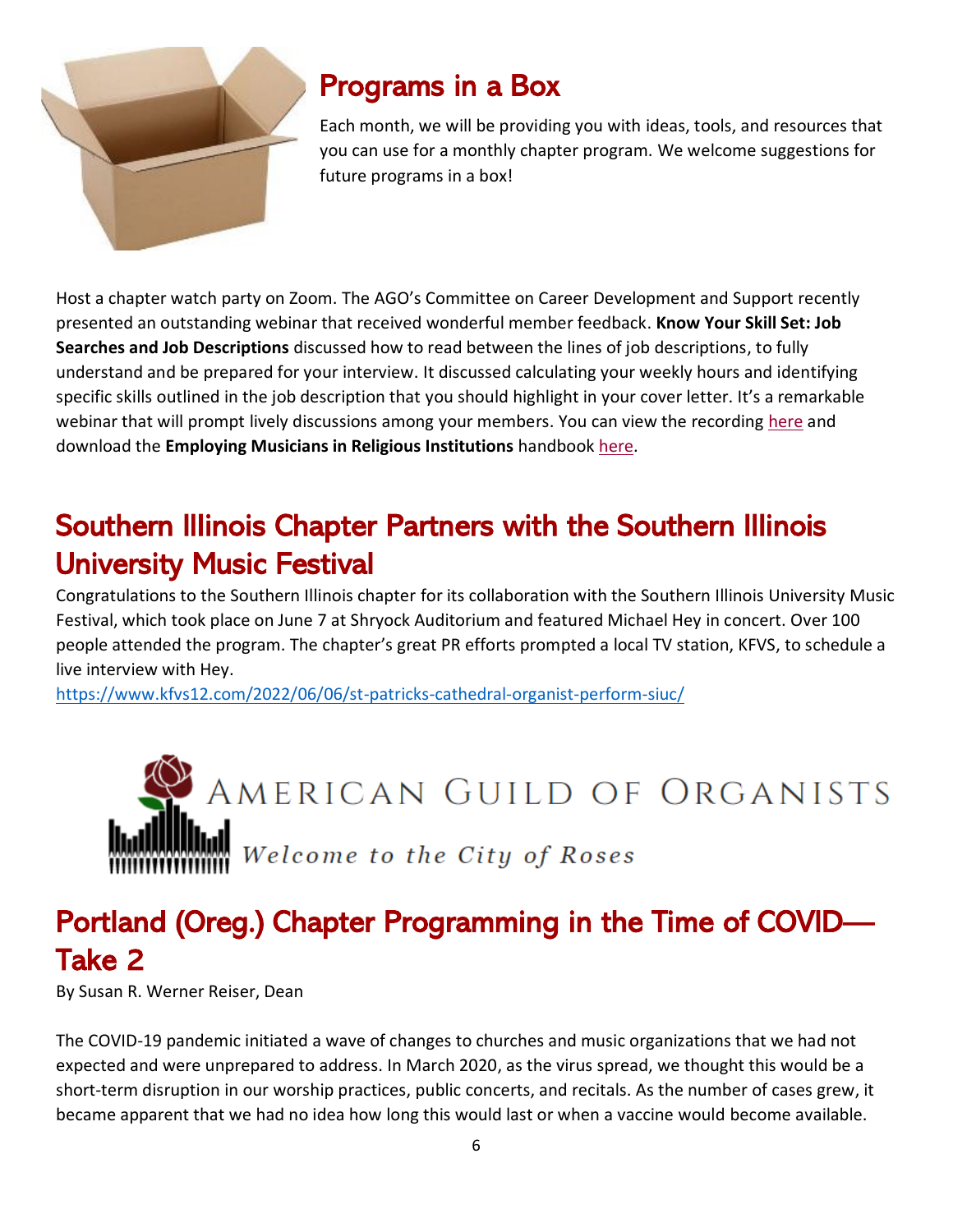## Programs in a Box

Each month, we will be providing you with ideas, tools, and resources that you can use for a monthly chapter program. We welcome suggestions for future programs in a box!

Host a chapter watch party on Zoom. The AGO's Committee on Career Development and Support recently presented an outstanding webinar that received wonderful member feedback. **Know Your Skill Set: Job Searches and Job Descriptions** discussed how to read between the lines of job descriptions, to fully understand and be prepared for your interview. It discussed calculating your weekly hours and identifying specific skills outlined in the job description that you should highlight in your cover letter. It's a remarkable webinar that will prompt lively discussions among your members. You can view the recording here and download the **Employing Musicians in Religious Institutions** handbook here.

## Southern Illinois Chapter Partners with the Southern Illinois University Music Festival

Congratulations to the Southern Illinois chapter for its collaboration with the Southern Illinois University Music Festival, which took place on June 7 at Shryock Auditorium and featured Michael Hey in concert. Over 100 people attended the program. The chapter's great PR efforts prompted a local TV station, KFVS, to schedule a live interview with Hey.
https://www.kfvs12.com/2022/06/06/st-patricks-cathedral-organist-perform-siuc/

AMERICAN GUILD OF ORGANISTS

*Welcome to the City of Roses*

## Portland (Oreg.) Chapter Programming in the Time of COVID—Take 2

By Susan R. Werner Reiser, Dean

The COVID-19 pandemic initiated a wave of changes to churches and music organizations that we had not expected and were unprepared to address. In March 2020, as the virus spread, we thought this would be a short-term disruption in our worship practices, public concerts, and recitals. As the number of cases grew, it became apparent that we had no idea how long this would last or when a vaccine would become available.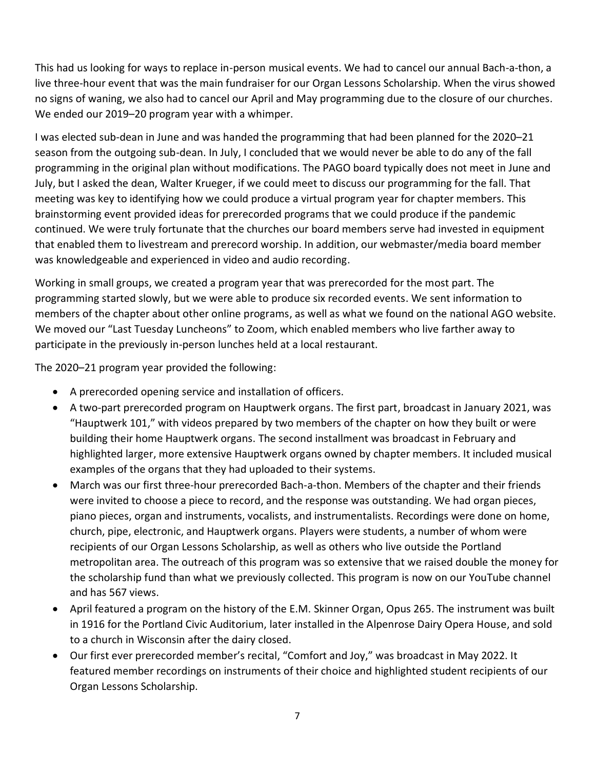This had us looking for ways to replace in-person musical events. We had to cancel our annual Bach-a-thon, a live three-hour event that was the main fundraiser for our Organ Lessons Scholarship. When the virus showed no signs of waning, we also had to cancel our April and May programming due to the closure of our churches. We ended our 2019–20 program year with a whimper.

I was elected sub-dean in June and was handed the programming that had been planned for the 2020–21 season from the outgoing sub-dean. In July, I concluded that we would never be able to do any of the fall programming in the original plan without modifications. The PAGO board typically does not meet in June and July, but I asked the dean, Walter Krueger, if we could meet to discuss our programming for the fall. That meeting was key to identifying how we could produce a virtual program year for chapter members. This brainstorming event provided ideas for prerecorded programs that we could produce if the pandemic continued. We were truly fortunate that the churches our board members serve had invested in equipment that enabled them to livestream and prerecord worship. In addition, our webmaster/media board member was knowledgeable and experienced in video and audio recording.

Working in small groups, we created a program year that was prerecorded for the most part. The programming started slowly, but we were able to produce six recorded events. We sent information to members of the chapter about other online programs, as well as what we found on the national AGO website. We moved our "Last Tuesday Luncheons" to Zoom, which enabled members who live farther away to participate in the previously in-person lunches held at a local restaurant.

The 2020–21 program year provided the following:

- A prerecorded opening service and installation of officers.
- A two-part prerecorded program on Hauptwerk organs. The first part, broadcast in January 2021, was "Hauptwerk 101," with videos prepared by two members of the chapter on how they built or were building their home Hauptwerk organs. The second installment was broadcast in February and highlighted larger, more extensive Hauptwerk organs owned by chapter members. It included musical examples of the organs that they had uploaded to their systems.
- March was our first three-hour prerecorded Bach-a-thon. Members of the chapter and their friends were invited to choose a piece to record, and the response was outstanding. We had organ pieces, piano pieces, organ and instruments, vocalists, and instrumentalists. Recordings were done on home, church, pipe, electronic, and Hauptwerk organs. Players were students, a number of whom were recipients of our Organ Lessons Scholarship, as well as others who live outside the Portland metropolitan area. The outreach of this program was so extensive that we raised double the money for the scholarship fund than what we previously collected. This program is now on our YouTube channel and has 567 views.
- April featured a program on the history of the E.M. Skinner Organ, Opus 265. The instrument was built in 1916 for the Portland Civic Auditorium, later installed in the Alpenrose Dairy Opera House, and sold to a church in Wisconsin after the dairy closed.
- Our first ever prerecorded member's recital, "Comfort and Joy," was broadcast in May 2022. It featured member recordings on instruments of their choice and highlighted student recipients of our Organ Lessons Scholarship.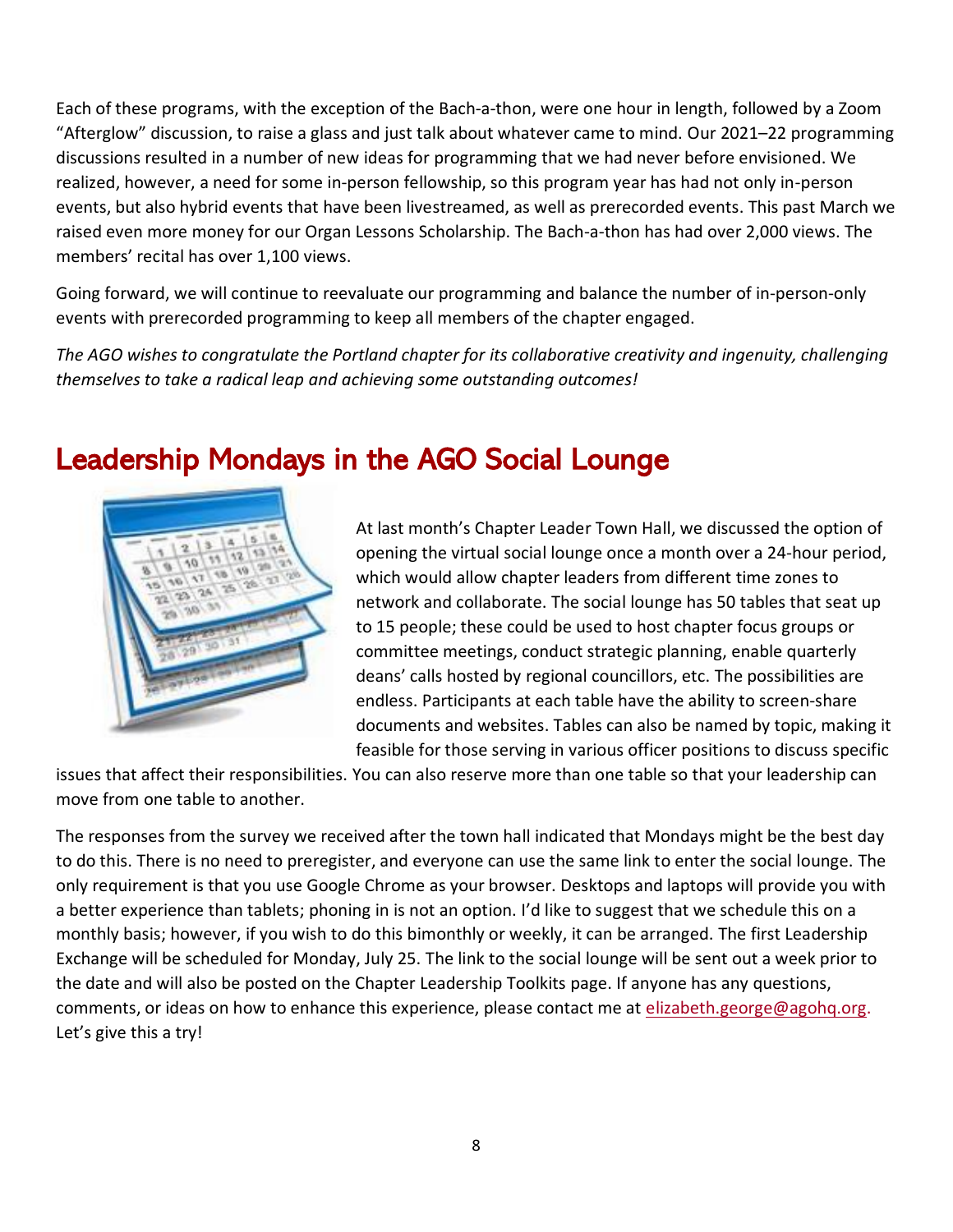Each of these programs, with the exception of the Bach-a-thon, were one hour in length, followed by a Zoom "Afterglow" discussion, to raise a glass and just talk about whatever came to mind. Our 2021–22 programming discussions resulted in a number of new ideas for programming that we had never before envisioned. We realized, however, a need for some in-person fellowship, so this program year has had not only in-person events, but also hybrid events that have been livestreamed, as well as prerecorded events. This past March we raised even more money for our Organ Lessons Scholarship. The Bach-a-thon has had over 2,000 views. The members' recital has over 1,100 views.

Going forward, we will continue to reevaluate our programming and balance the number of in-person-only events with prerecorded programming to keep all members of the chapter engaged.

*The AGO wishes to congratulate the Portland chapter for its collaborative creativity and ingenuity, challenging themselves to take a radical leap and achieving some outstanding outcomes!*

## Leadership Mondays in the AGO Social Lounge

At last month's Chapter Leader Town Hall, we discussed the option of opening the virtual social lounge once a month over a 24-hour period, which would allow chapter leaders from different time zones to network and collaborate. The social lounge has 50 tables that seat up to 15 people; these could be used to host chapter focus groups or committee meetings, conduct strategic planning, enable quarterly deans' calls hosted by regional councillors, etc. The possibilities are endless. Participants at each table have the ability to screen-share documents and websites. Tables can also be named by topic, making it feasible for those serving in various officer positions to discuss specific issues that affect their responsibilities. You can also reserve more than one table so that your leadership can move from one table to another.

The responses from the survey we received after the town hall indicated that Mondays might be the best day to do this. There is no need to preregister, and everyone can use the same link to enter the social lounge. The only requirement is that you use Google Chrome as your browser. Desktops and laptops will provide you with a better experience than tablets; phoning in is not an option. I'd like to suggest that we schedule this on a monthly basis; however, if you wish to do this bimonthly or weekly, it can be arranged. The first Leadership Exchange will be scheduled for Monday, July 25. The link to the social lounge will be sent out a week prior to the date and will also be posted on the Chapter Leadership Toolkits page. If anyone has any questions, comments, or ideas on how to enhance this experience, please contact me at elizabeth.george@agohq.org. Let's give this a try!